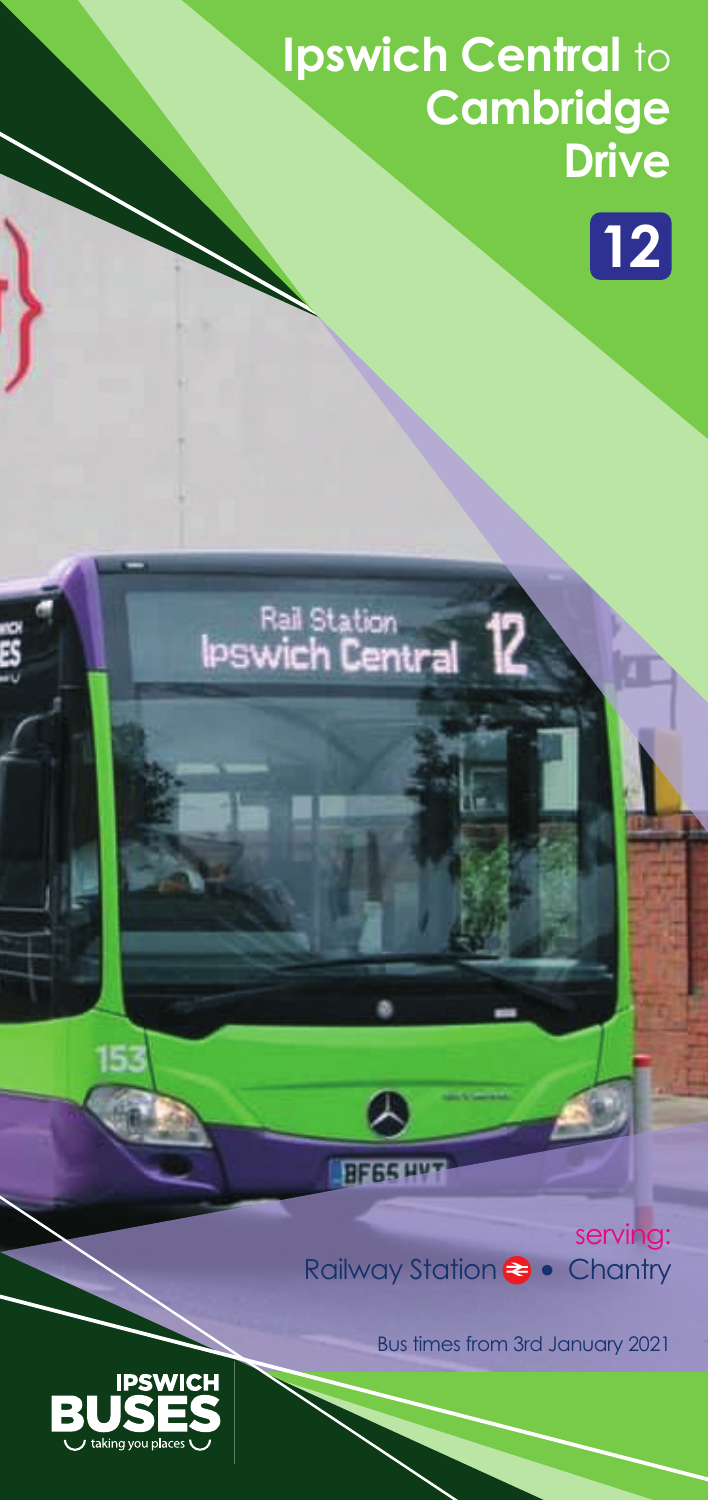# Ipswich Central to Cambridge Drive

**12**

serving:
Railway Station • Chantry

Bus times from 3rd January 2021

IPSWICH BUSES
taking you places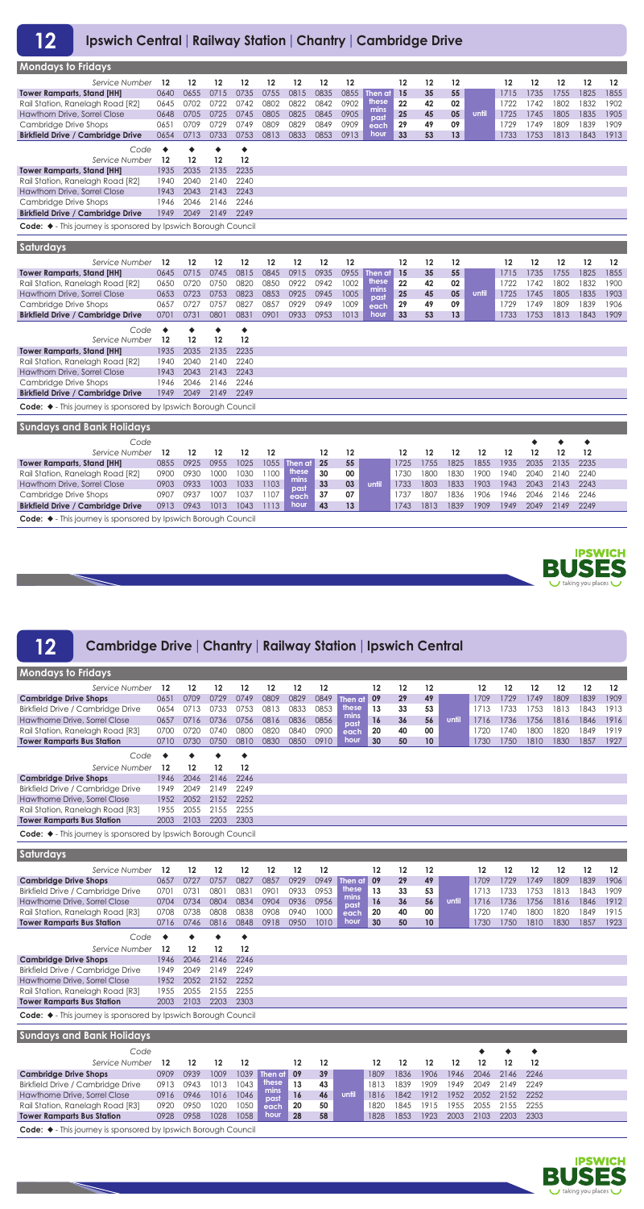# 12 Ipswich Central | Railway Station | Chantry | Cambridge Drive

## Mondays to Fridays

| Service Number | 12 | 12 | 12 | 12 | 12 | 12 | 12 | 12 | | 12 | 12 | 12 | | 12 | 12 | 12 | 12 | 12 |
|---|---|---|---|---|---|---|---|---|---|---|---|---|---|---|---|---|---|---|
| **Tower Ramparts, Stand [HH]** | 0640 | 0655 | 0715 | 0735 | 0755 | 0815 | 0835 | 0855 | Then at these mins past each hour | 15 | 35 | 55 | until | 1715 | 1735 | 1755 | 1825 | 1855 |
| Rail Station, Ranelagh Road [R2] | 0645 | 0702 | 0722 | 0742 | 0802 | 0822 | 0842 | 0902 | | 22 | 42 | 02 | | 1722 | 1742 | 1802 | 1832 | 1902 |
| Hawthorn Drive, Sorrel Close | 0648 | 0705 | 0725 | 0745 | 0805 | 0825 | 0845 | 0905 | | 25 | 45 | 05 | | 1725 | 1745 | 1805 | 1835 | 1905 |
| Cambridge Drive Shops | 0651 | 0709 | 0729 | 0749 | 0809 | 0829 | 0849 | 0909 | | 29 | 49 | 09 | | 1729 | 1749 | 1809 | 1839 | 1909 |
| **Birkfield Drive / Cambridge Drive** | 0654 | 0713 | 0733 | 0753 | 0813 | 0833 | 0853 | 0913 | | 33 | 53 | 13 | | 1733 | 1753 | 1813 | 1843 | 1913 |

| Code | ◆ | ◆ | ◆ | ◆ |
|---|---|---|---|---|
| Service Number | 12 | 12 | 12 | 12 |
| **Tower Ramparts, Stand [HH]** | 1935 | 2035 | 2135 | 2235 |
| Rail Station, Ranelagh Road [R2] | 1940 | 2040 | 2140 | 2240 |
| Hawthorn Drive, Sorrel Close | 1943 | 2043 | 2143 | 2243 |
| Cambridge Drive Shops | 1946 | 2046 | 2146 | 2246 |
| **Birkfield Drive / Cambridge Drive** | 1949 | 2049 | 2149 | 2249 |

**Code:** ◆ - This journey is sponsored by Ipswich Borough Council

## Saturdays

| Service Number | 12 | 12 | 12 | 12 | 12 | 12 | 12 | 12 | | 12 | 12 | 12 | | 12 | 12 | 12 | 12 | 12 |
|---|---|---|---|---|---|---|---|---|---|---|---|---|---|---|---|---|---|---|
| **Tower Ramparts, Stand [HH]** | 0645 | 0715 | 0745 | 0815 | 0845 | 0915 | 0935 | 0955 | Then at these mins past each hour | 15 | 35 | 55 | until | 1715 | 1735 | 1755 | 1825 | 1855 |
| Rail Station, Ranelagh Road [R2] | 0650 | 0720 | 0750 | 0820 | 0850 | 0922 | 0942 | 1002 | | 22 | 42 | 02 | | 1722 | 1742 | 1802 | 1832 | 1900 |
| Hawthorn Drive, Sorrel Close | 0653 | 0723 | 0753 | 0823 | 0853 | 0925 | 0945 | 1005 | | 25 | 45 | 05 | | 1725 | 1745 | 1805 | 1835 | 1903 |
| Cambridge Drive Shops | 0657 | 0727 | 0757 | 0827 | 0857 | 0929 | 0949 | 1009 | | 29 | 49 | 09 | | 1729 | 1749 | 1809 | 1839 | 1906 |
| **Birkfield Drive / Cambridge Drive** | 0701 | 0731 | 0801 | 0831 | 0901 | 0933 | 0953 | 1013 | | 33 | 53 | 13 | | 1733 | 1753 | 1813 | 1843 | 1909 |

| Code | ◆ | ◆ | ◆ | ◆ |
|---|---|---|---|---|
| Service Number | 12 | 12 | 12 | 12 |
| **Tower Ramparts, Stand [HH]** | 1935 | 2035 | 2135 | 2235 |
| Rail Station, Ranelagh Road [R2] | 1940 | 2040 | 2140 | 2240 |
| Hawthorn Drive, Sorrel Close | 1943 | 2043 | 2143 | 2243 |
| Cambridge Drive Shops | 1946 | 2046 | 2146 | 2246 |
| **Birkfield Drive / Cambridge Drive** | 1949 | 2049 | 2149 | 2249 |

**Code:** ◆ - This journey is sponsored by Ipswich Borough Council

## Sundays and Bank Holidays

| Code | | | | | | | | | | | | | | | ◆ | ◆ | ◆ |
|---|---|---|---|---|---|---|---|---|---|---|---|---|---|---|---|---|---|
| Service Number | 12 | 12 | 12 | 12 | 12 | | 12 | 12 | | 12 | 12 | 12 | 12 | 12 | 12 | 12 | 12 |
| **Tower Ramparts, Stand [HH]** | 0855 | 0925 | 0955 | 1025 | 1055 | Then at these mins past each hour | 25 | 55 | until | 1725 | 1755 | 1825 | 1855 | 1935 | 2035 | 2135 | 2235 |
| Rail Station, Ranelagh Road [R2] | 0900 | 0930 | 1000 | 1030 | 1100 | | 30 | 00 | | 1730 | 1800 | 1830 | 1900 | 1940 | 2040 | 2140 | 2240 |
| Hawthorn Drive, Sorrel Close | 0903 | 0933 | 1003 | 1033 | 1103 | | 33 | 03 | | 1733 | 1803 | 1833 | 1903 | 1943 | 2043 | 2143 | 2243 |
| Cambridge Drive Shops | 0907 | 0937 | 1007 | 1037 | 1107 | | 37 | 07 | | 1737 | 1807 | 1836 | 1906 | 1946 | 2046 | 2146 | 2246 |
| **Birkfield Drive / Cambridge Drive** | 0913 | 0943 | 1013 | 1043 | 1113 | | 43 | 13 | | 1743 | 1813 | 1839 | 1909 | 1949 | 2049 | 2149 | 2249 |

**Code:** ◆ - This journey is sponsored by Ipswich Borough Council

IPSWICH BUSES taking you places

# 12 Cambridge Drive | Chantry | Railway Station | Ipswich Central

## Mondays to Fridays

| Service Number | 12 | 12 | 12 | 12 | 12 | 12 | 12 | | 12 | 12 | 12 | | 12 | 12 | 12 | 12 | 12 | 12 |
|---|---|---|---|---|---|---|---|---|---|---|---|---|---|---|---|---|---|---|
| **Cambridge Drive Shops** | 0651 | 0709 | 0729 | 0749 | 0809 | 0829 | 0849 | Then at these mins past each hour | 09 | 29 | 49 | until | 1709 | 1729 | 1749 | 1809 | 1839 | 1909 |
| Birkfield Drive / Cambridge Drive | 0654 | 0713 | 0733 | 0753 | 0813 | 0833 | 0853 | | 13 | 33 | 53 | | 1713 | 1733 | 1753 | 1813 | 1843 | 1913 |
| Hawthorne Drive, Sorrel Close | 0657 | 0716 | 0736 | 0756 | 0816 | 0836 | 0856 | | 16 | 36 | 56 | | 1716 | 1736 | 1756 | 1816 | 1846 | 1916 |
| Rail Station, Ranelagh Road [R3] | 0700 | 0720 | 0740 | 0800 | 0820 | 0840 | 0900 | | 20 | 40 | 00 | | 1720 | 1740 | 1800 | 1820 | 1849 | 1919 |
| **Tower Ramparts Bus Station** | 0710 | 0730 | 0750 | 0810 | 0830 | 0850 | 0910 | | 30 | 50 | 10 | | 1730 | 1750 | 1810 | 1830 | 1857 | 1927 |

| Code | ◆ | ◆ | ◆ | ◆ |
|---|---|---|---|---|
| Service Number | 12 | 12 | 12 | 12 |
| **Cambridge Drive Shops** | 1946 | 2046 | 2146 | 2246 |
| Birkfield Drive / Cambridge Drive | 1949 | 2049 | 2149 | 2249 |
| Hawthorne Drive, Sorrel Close | 1952 | 2052 | 2152 | 2252 |
| Rail Station, Ranelagh Road [R3] | 1955 | 2055 | 2155 | 2255 |
| **Tower Ramparts Bus Station** | 2003 | 2103 | 2203 | 2303 |

**Code:** ◆ - This journey is sponsored by Ipswich Borough Council

## Saturdays

| Service Number | 12 | 12 | 12 | 12 | 12 | 12 | 12 | | 12 | 12 | 12 | | 12 | 12 | 12 | 12 | 12 | 12 |
|---|---|---|---|---|---|---|---|---|---|---|---|---|---|---|---|---|---|---|
| **Cambridge Drive Shops** | 0657 | 0727 | 0757 | 0827 | 0857 | 0929 | 0949 | Then at these mins past each hour | 09 | 29 | 49 | until | 1709 | 1729 | 1749 | 1809 | 1839 | 1906 |
| Birkfield Drive / Cambridge Drive | 0701 | 0731 | 0801 | 0831 | 0901 | 0933 | 0953 | | 13 | 33 | 53 | | 1713 | 1733 | 1753 | 1813 | 1843 | 1909 |
| Hawthorne Drive, Sorrel Close | 0704 | 0734 | 0804 | 0834 | 0904 | 0936 | 0956 | | 16 | 36 | 56 | | 1716 | 1736 | 1756 | 1816 | 1846 | 1912 |
| Rail Station, Ranelagh Road [R3] | 0708 | 0738 | 0808 | 0838 | 0908 | 0940 | 1000 | | 20 | 40 | 00 | | 1720 | 1740 | 1800 | 1820 | 1849 | 1915 |
| **Tower Ramparts Bus Station** | 0716 | 0746 | 0816 | 0848 | 0918 | 0950 | 1010 | | 30 | 50 | 10 | | 1730 | 1750 | 1810 | 1830 | 1857 | 1923 |

| Code | ◆ | ◆ | ◆ | ◆ |
|---|---|---|---|---|
| Service Number | 12 | 12 | 12 | 12 |
| **Cambridge Drive Shops** | 1946 | 2046 | 2146 | 2246 |
| Birkfield Drive / Cambridge Drive | 1949 | 2049 | 2149 | 2249 |
| Hawthorne Drive, Sorrel Close | 1952 | 2052 | 2152 | 2252 |
| Rail Station, Ranelagh Road [R3] | 1955 | 2055 | 2155 | 2255 |
| **Tower Ramparts Bus Station** | 2003 | 2103 | 2203 | 2303 |

**Code:** ◆ - This journey is sponsored by Ipswich Borough Council

## Sundays and Bank Holidays

| Code | | | | | | | | | | | | | ◆ | ◆ | ◆ |
|---|---|---|---|---|---|---|---|---|---|---|---|---|---|---|---|
| Service Number | 12 | 12 | 12 | 12 | | 12 | 12 | | 12 | 12 | 12 | 12 | 12 | 12 | 12 |
| **Cambridge Drive Shops** | 0909 | 0939 | 1009 | 1039 | Then at these mins past each hour | 09 | 39 | until | 1809 | 1836 | 1906 | 1946 | 2046 | 2146 | 2246 |
| Birkfield Drive / Cambridge Drive | 0913 | 0943 | 1013 | 1043 | | 13 | 43 | | 1813 | 1839 | 1909 | 1949 | 2049 | 2149 | 2249 |
| Hawthorne Drive, Sorrel Close | 0916 | 0946 | 1016 | 1046 | | 16 | 46 | | 1816 | 1842 | 1912 | 1952 | 2052 | 2152 | 2252 |
| Rail Station, Ranelagh Road [R3] | 0920 | 0950 | 1020 | 1050 | | 20 | 50 | | 1820 | 1845 | 1915 | 1955 | 2055 | 2155 | 2255 |
| **Tower Ramparts Bus Station** | 0928 | 0958 | 1028 | 1058 | | 28 | 58 | | 1828 | 1853 | 1923 | 2003 | 2103 | 2203 | 2303 |

**Code:** ◆ - This journey is sponsored by Ipswich Borough Council

IPSWICH BUSES taking you places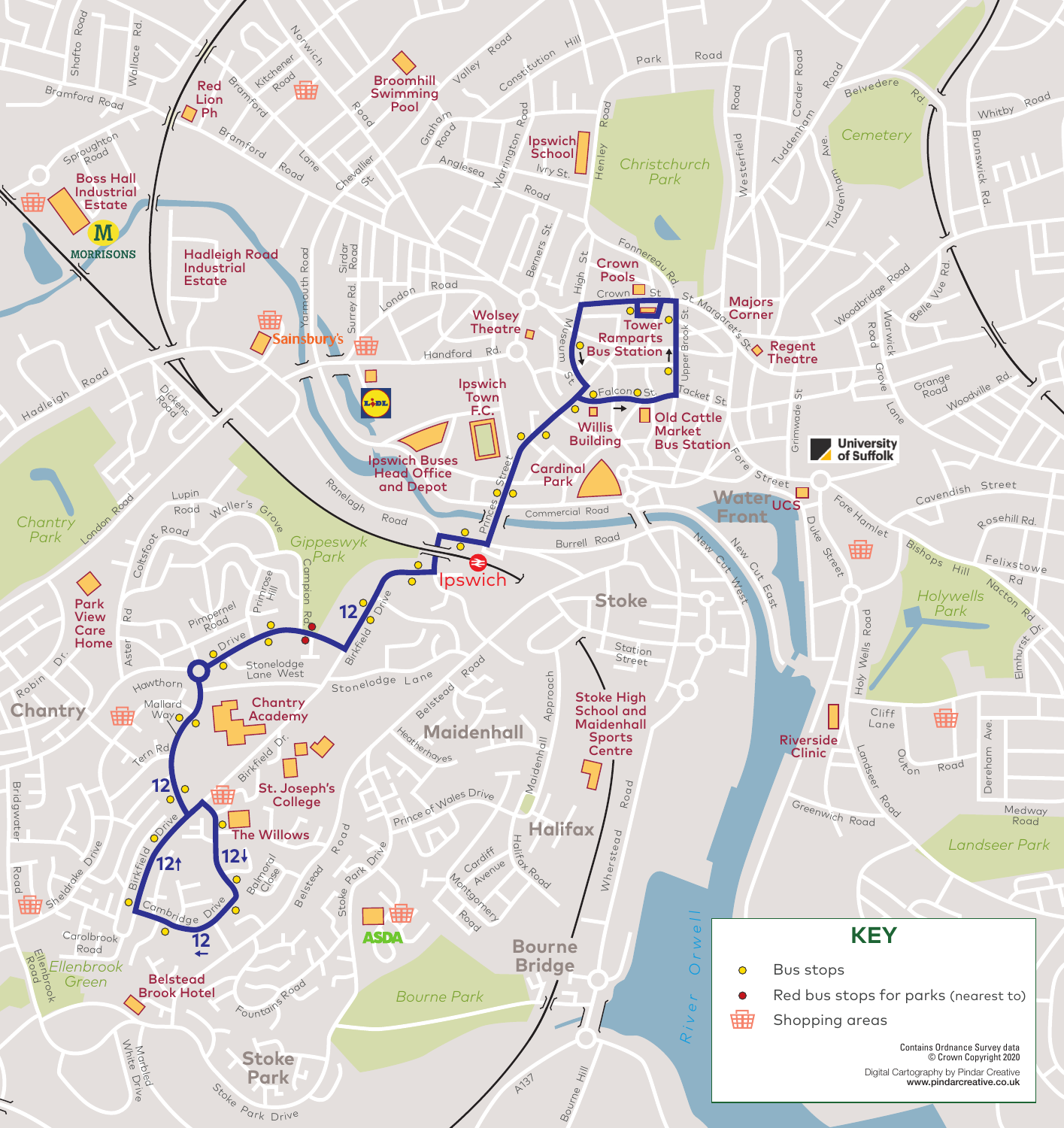## KEY

- Bus stops
- Red bus stops for parks (nearest to)
- Shopping areas

Contains Ordnance Survey data
© Crown Copyright 2020

Digital Cartography by Pindar Creative
www.pindarcreative.co.uk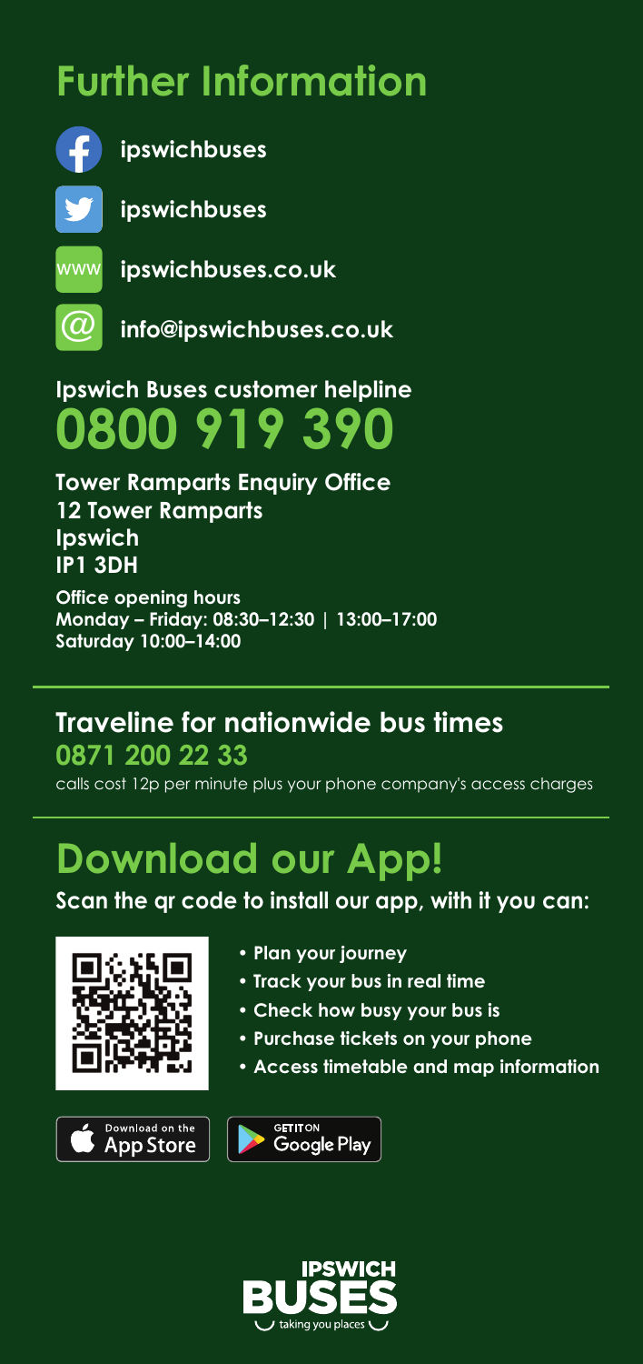# Further Information

ipswichbuses

ipswichbuses

www ipswichbuses.co.uk

info@ipswichbuses.co.uk

**Ipswich Buses customer helpline**

## 0800 919 390

**Tower Ramparts Enquiry Office**
**12 Tower Ramparts**
**Ipswich**
**IP1 3DH**

**Office opening hours**
**Monday – Friday: 08:30–12:30 | 13:00–17:00**
**Saturday 10:00–14:00**

---

**Traveline for nationwide bus times**
**0871 200 22 33**

calls cost 12p per minute plus your phone company's access charges

---

# Download our App!

**Scan the qr code to install our app, with it you can:**

- **Plan your journey**
- **Track your bus in real time**
- **Check how busy your bus is**
- **Purchase tickets on your phone**
- **Access timetable and map information**

Download on the App Store

GET IT ON Google Play

IPSWICH BUSES taking you places